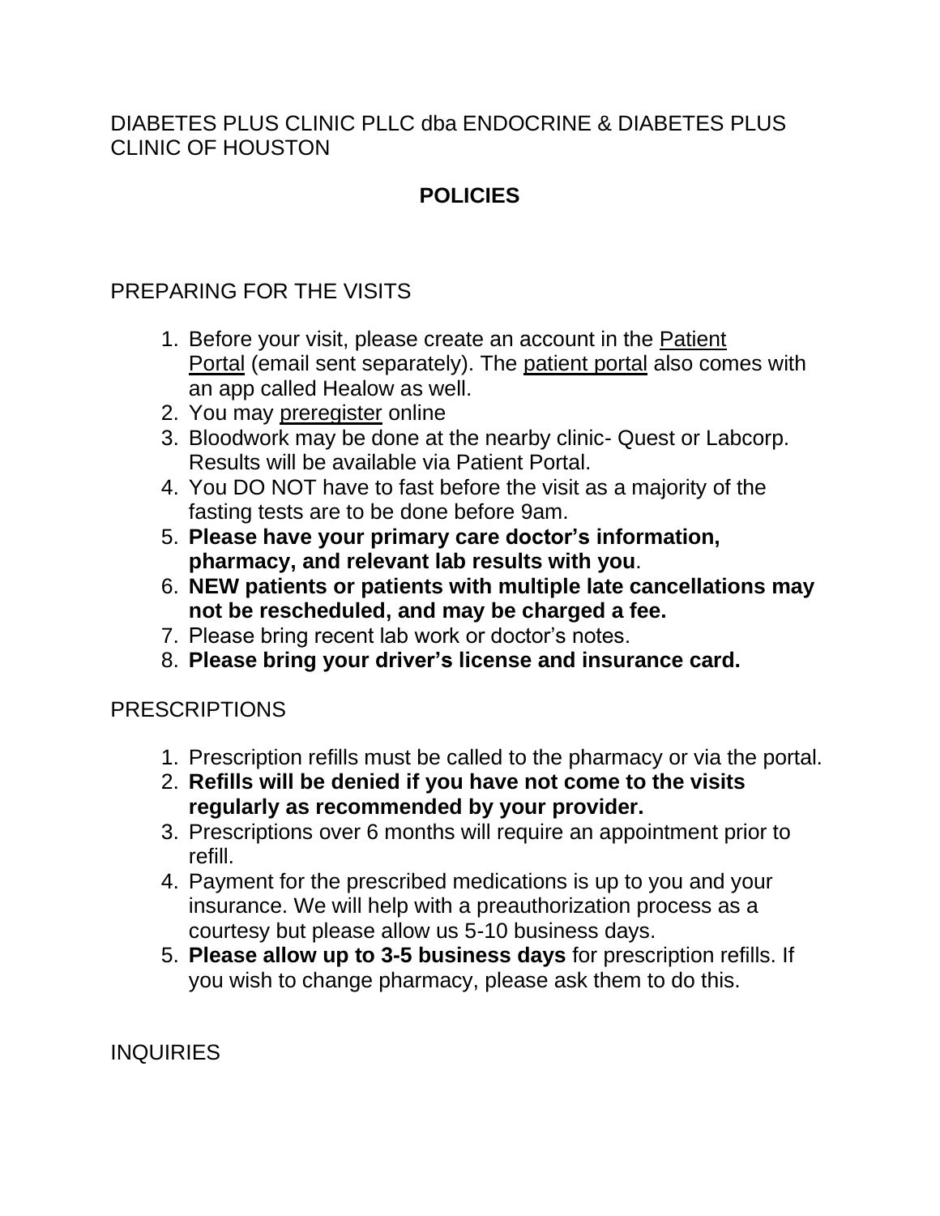DIABETES PLUS CLINIC PLLC dba ENDOCRINE & DIABETES PLUS CLINIC OF HOUSTON

# POLICIES

## PREPARING FOR THE VISITS

1. Before your visit, please create an account in the Patient Portal (email sent separately). The patient portal also comes with an app called Healow as well.
2. You may preregister online
3. Bloodwork may be done at the nearby clinic- Quest or Labcorp. Results will be available via Patient Portal.
4. You DO NOT have to fast before the visit as a majority of the fasting tests are to be done before 9am.
5. **Please have your primary care doctor's information, pharmacy, and relevant lab results with you**.
6. **NEW patients or patients with multiple late cancellations may not be rescheduled, and may be charged a fee.**
7. Please bring recent lab work or doctor's notes.
8. **Please bring your driver's license and insurance card.**

## PRESCRIPTIONS

1. Prescription refills must be called to the pharmacy or via the portal.
2. **Refills will be denied if you have not come to the visits regularly as recommended by your provider.**
3. Prescriptions over 6 months will require an appointment prior to refill.
4. Payment for the prescribed medications is up to you and your insurance. We will help with a preauthorization process as a courtesy but please allow us 5-10 business days.
5. **Please allow up to 3-5 business days** for prescription refills. If you wish to change pharmacy, please ask them to do this.

## INQUIRIES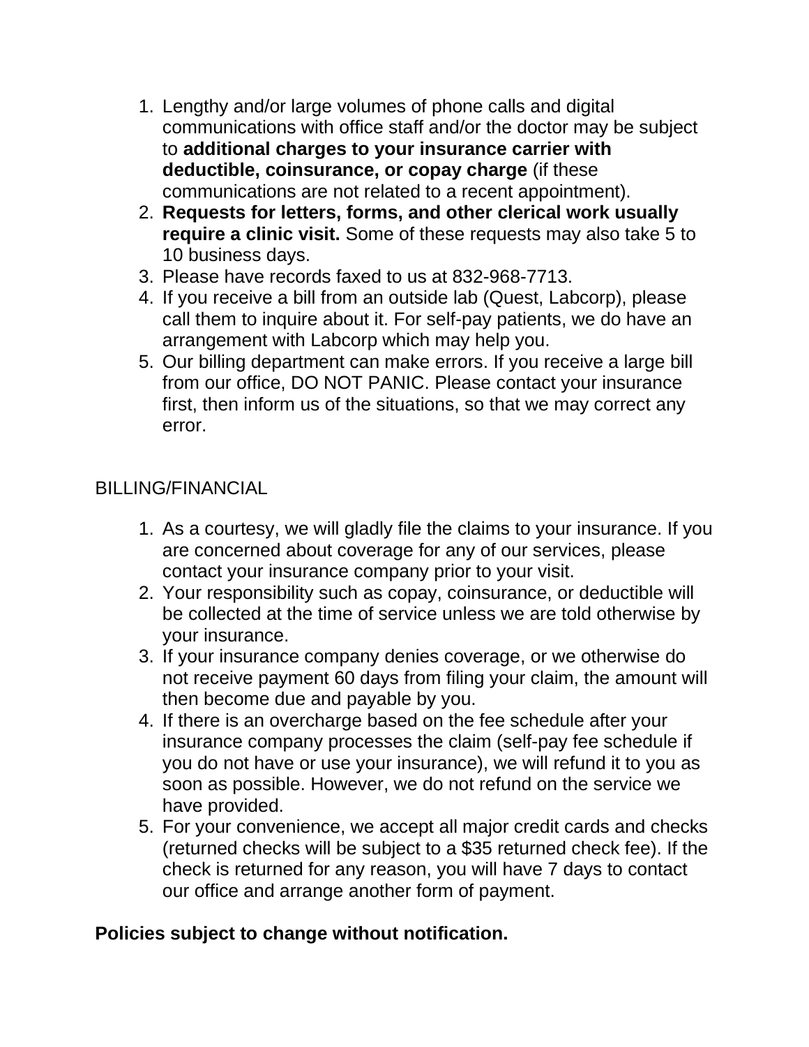1. Lengthy and/or large volumes of phone calls and digital communications with office staff and/or the doctor may be subject to **additional charges to your insurance carrier with deductible, coinsurance, or copay charge** (if these communications are not related to a recent appointment).
2. **Requests for letters, forms, and other clerical work usually require a clinic visit.** Some of these requests may also take 5 to 10 business days.
3. Please have records faxed to us at 832-968-7713.
4. If you receive a bill from an outside lab (Quest, Labcorp), please call them to inquire about it. For self-pay patients, we do have an arrangement with Labcorp which may help you.
5. Our billing department can make errors. If you receive a large bill from our office, DO NOT PANIC. Please contact your insurance first, then inform us of the situations, so that we may correct any error.

BILLING/FINANCIAL

1. As a courtesy, we will gladly file the claims to your insurance. If you are concerned about coverage for any of our services, please contact your insurance company prior to your visit.
2. Your responsibility such as copay, coinsurance, or deductible will be collected at the time of service unless we are told otherwise by your insurance.
3. If your insurance company denies coverage, or we otherwise do not receive payment 60 days from filing your claim, the amount will then become due and payable by you.
4. If there is an overcharge based on the fee schedule after your insurance company processes the claim (self-pay fee schedule if you do not have or use your insurance), we will refund it to you as soon as possible. However, we do not refund on the service we have provided.
5. For your convenience, we accept all major credit cards and checks (returned checks will be subject to a $35 returned check fee). If the check is returned for any reason, you will have 7 days to contact our office and arrange another form of payment.

**Policies subject to change without notification.**